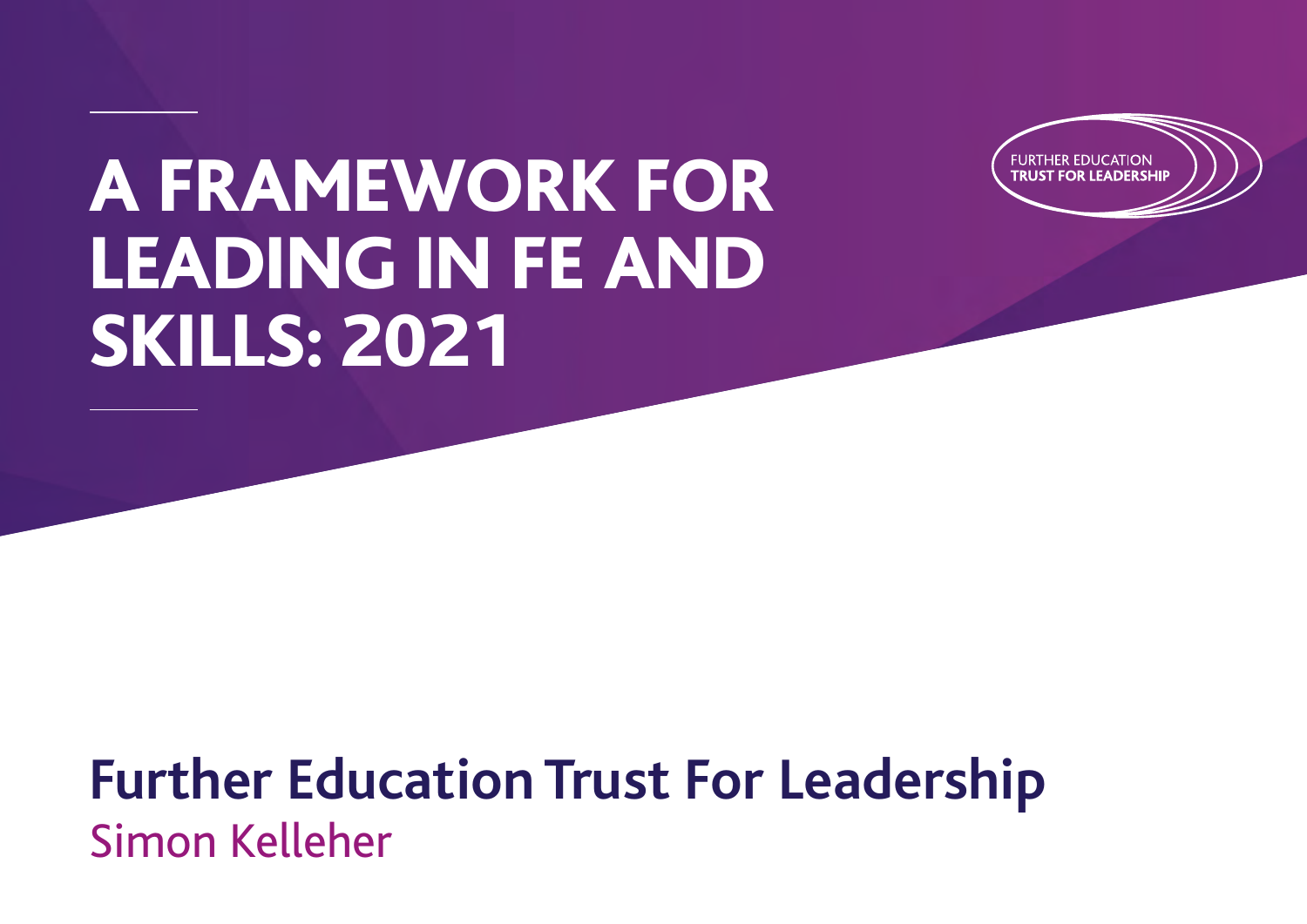# A FRAMEWORK FOR LEADING IN FE AND SKILLS: 2021

FURTHER EDUCATION TRUST FOR LEADERSHIP

## Further Education Trust For Leadership

Simon Kelleher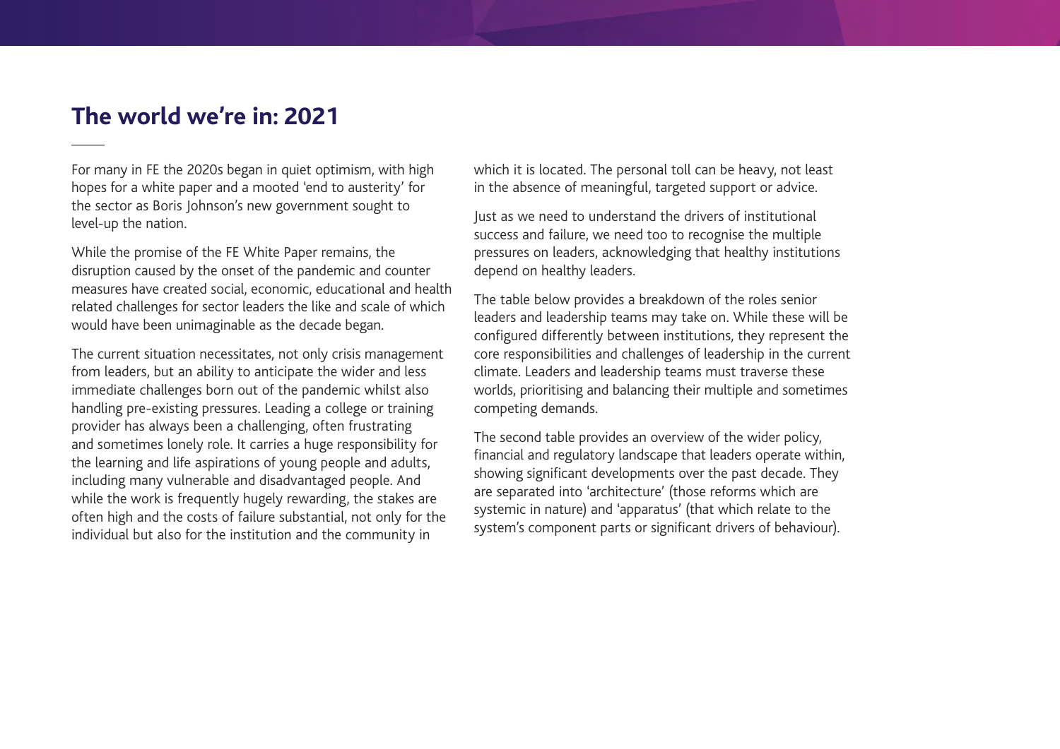## The world we're in: 2021

For many in FE the 2020s began in quiet optimism, with high hopes for a white paper and a mooted 'end to austerity' for the sector as Boris Johnson's new government sought to level-up the nation.

While the promise of the FE White Paper remains, the disruption caused by the onset of the pandemic and counter measures have created social, economic, educational and health related challenges for sector leaders the like and scale of which would have been unimaginable as the decade began.

The current situation necessitates, not only crisis management from leaders, but an ability to anticipate the wider and less immediate challenges born out of the pandemic whilst also handling pre-existing pressures. Leading a college or training provider has always been a challenging, often frustrating and sometimes lonely role. It carries a huge responsibility for the learning and life aspirations of young people and adults, including many vulnerable and disadvantaged people. And while the work is frequently hugely rewarding, the stakes are often high and the costs of failure substantial, not only for the individual but also for the institution and the community in which it is located. The personal toll can be heavy, not least in the absence of meaningful, targeted support or advice.

Just as we need to understand the drivers of institutional success and failure, we need too to recognise the multiple pressures on leaders, acknowledging that healthy institutions depend on healthy leaders.

The table below provides a breakdown of the roles senior leaders and leadership teams may take on. While these will be configured differently between institutions, they represent the core responsibilities and challenges of leadership in the current climate. Leaders and leadership teams must traverse these worlds, prioritising and balancing their multiple and sometimes competing demands.

The second table provides an overview of the wider policy, financial and regulatory landscape that leaders operate within, showing significant developments over the past decade. They are separated into 'architecture' (those reforms which are systemic in nature) and 'apparatus' (that which relate to the system's component parts or significant drivers of behaviour).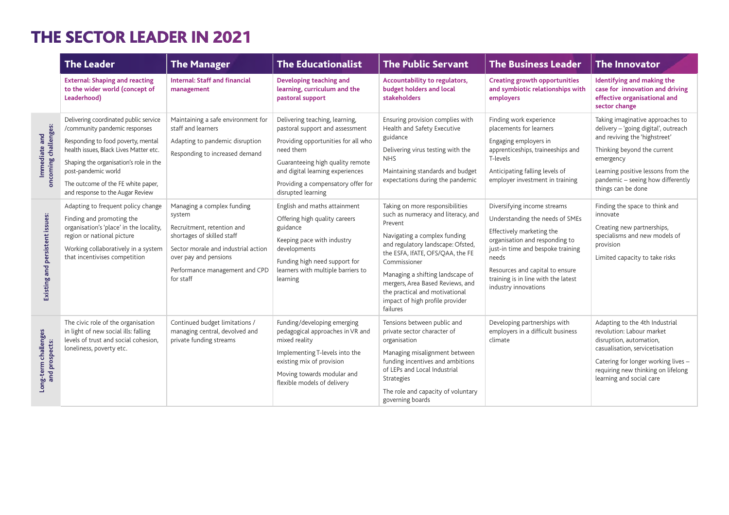# THE SECTOR LEADER IN 2021

| | The Leader | The Manager | The Educationalist | The Public Servant | The Business Leader | The Innovator |
|---|---|---|---|---|---|---|
| | **External: Shaping and reacting to the wider world (concept of Leaderhood)** | **Internal: Staff and financial management** | **Developing teaching and learning, curriculum and the pastoral support** | **Accountability to regulators, budget holders and local stakeholders** | **Creating growth opportunities and symbiotic relationships with employers** | **Identifying and making the case for innovation and driving effective organisational and sector change** |
| **Immediate and oncoming challenges:** | Delivering coordinated public service /community pandemic responses<br><br>Responding to food poverty, mental health issues, Black Lives Matter etc.<br><br>Shaping the organisation's role in the post-pandemic world<br><br>The outcome of the FE white paper, and response to the Augar Review | Maintaining a safe environment for staff and learners<br><br>Adapting to pandemic disruption<br><br>Responding to increased demand | Delivering teaching, learning, pastoral support and assessment<br><br>Providing opportunities for all who need them<br><br>Guaranteeing high quality remote and digital learning experiences<br><br>Providing a compensatory offer for disrupted learning | Ensuring provision complies with Health and Safety Executive guidance<br><br>Delivering virus testing with the NHS<br><br>Maintaining standards and budget expectations during the pandemic | Finding work experience placements for learners<br><br>Engaging employers in apprenticeships, traineeships and T-levels<br><br>Anticipating falling levels of employer investment in training | Taking imaginative approaches to delivery – 'going digital', outreach and reviving the 'highstreet'<br><br>Thinking beyond the current emergency<br><br>Learning positive lessons from the pandemic – seeing how differently things can be done |
| **Existing and persistent issues:** | Adapting to frequent policy change<br><br>Finding and promoting the organisation's 'place' in the locality, region or national picture<br><br>Working collaboratively in a system that incentivises competition | Managing a complex funding system<br><br>Recruitment, retention and shortages of skilled staff<br><br>Sector morale and industrial action over pay and pensions<br><br>Performance management and CPD for staff | English and maths attainment<br><br>Offering high quality careers guidance<br><br>Keeping pace with industry developments<br><br>Funding high need support for learners with multiple barriers to learning | Taking on more responsibilities such as numeracy and literacy, and Prevent<br><br>Navigating a complex funding and regulatory landscape: Ofsted, the ESFA, IfATE, OFS/QAA, the FE Commissioner<br><br>Managing a shifting landscape of mergers, Area Based Reviews, and the practical and motivational impact of high profile provider failures | Diversifying income streams<br><br>Understanding the needs of SMEs<br><br>Effectively marketing the organisation and responding to just-in time and bespoke training needs<br><br>Resources and capital to ensure training is in line with the latest industry innovations | Finding the space to think and innovate<br><br>Creating new partnerships, specialisms and new models of provision<br><br>Limited capacity to take risks |
| **Long-term challenges and prospects:** | The civic role of the organisation in light of new social ills: falling levels of trust and social cohesion, loneliness, poverty etc. | Continued budget limitations / managing central, devolved and private funding streams | Funding/developing emerging pedagogical approaches in VR and mixed reality<br><br>Implementing T-levels into the existing mix of provision<br><br>Moving towards modular and flexible models of delivery | Tensions between public and private sector character of organisation<br><br>Managing misalignment between funding incentives and ambitions of LEPs and Local Industrial Strategies<br><br>The role and capacity of voluntary governing boards | Developing partnerships with employers in a difficult business climate | Adapting to the 4th Industrial revolution: Labour market disruption, automation, casualisation, servicetisation<br><br>Catering for longer working lives – requiring new thinking on lifelong learning and social care |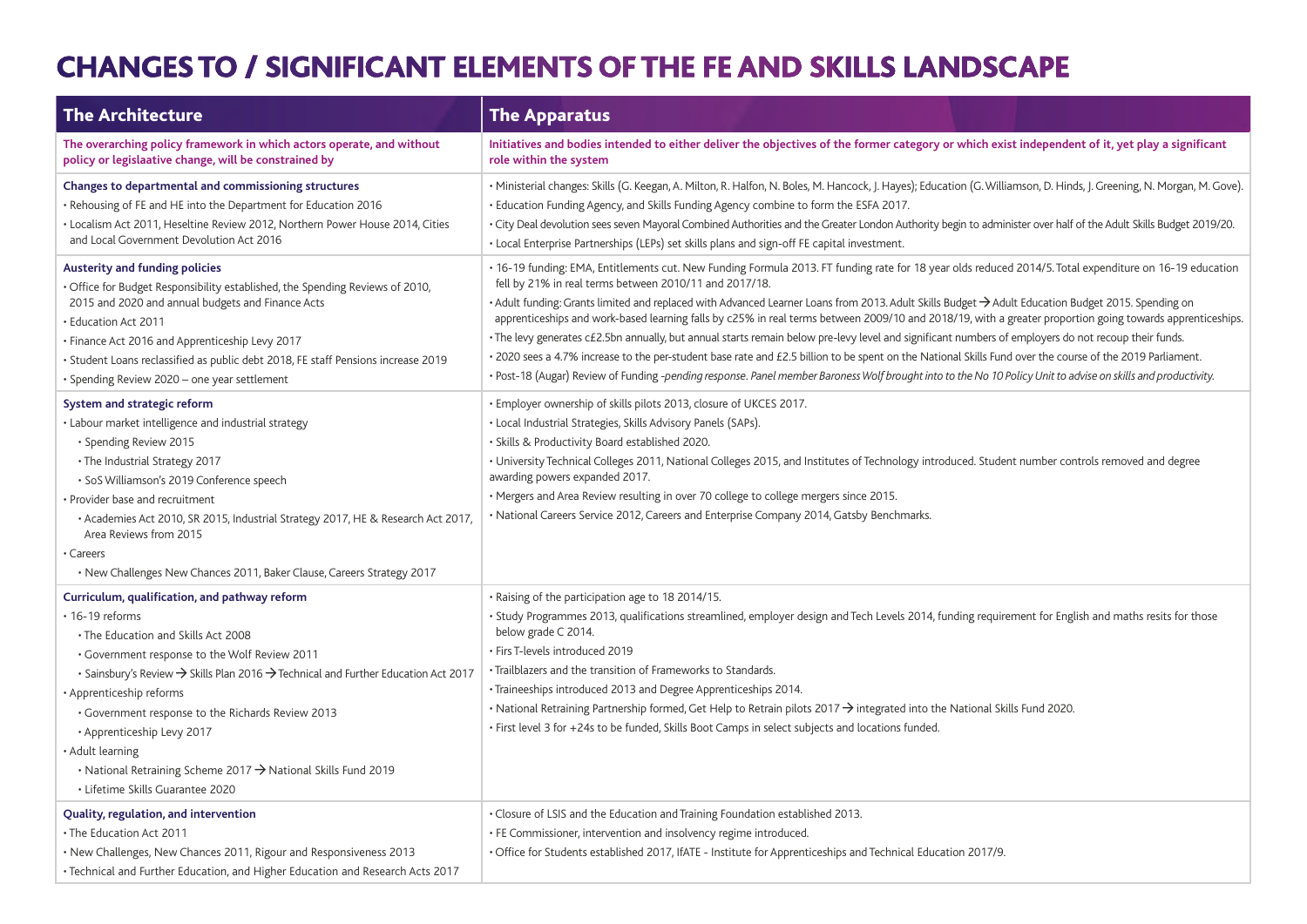# CHANGES TO / SIGNIFICANT ELEMENTS OF THE FE AND SKILLS LANDSCAPE

| The Architecture | The Apparatus |
|---|---|
| **The overarching policy framework in which actors operate, and without policy or legislaative change, will be constrained by** | **Initiatives and bodies intended to either deliver the objectives of the former category or which exist independent of it, yet play a significant role within the system** |
| **Changes to departmental and commissioning structures**<br>• Rehousing of FE and HE into the Department for Education 2016<br>• Localism Act 2011, Heseltine Review 2012, Northern Power House 2014, Cities and Local Government Devolution Act 2016 | • Ministerial changes: Skills (G. Keegan, A. Milton, R. Halfon, N. Boles, M. Hancock, J. Hayes); Education (G. Williamson, D. Hinds, J. Greening, N. Morgan, M. Gove).<br>• Education Funding Agency, and Skills Funding Agency combine to form the ESFA 2017.<br>• City Deal devolution sees seven Mayoral Combined Authorities and the Greater London Authority begin to administer over half of the Adult Skills Budget 2019/20.<br>• Local Enterprise Partnerships (LEPs) set skills plans and sign-off FE capital investment. |
| **Austerity and funding policies**<br>• Office for Budget Responsibility established, the Spending Reviews of 2010, 2015 and 2020 and annual budgets and Finance Acts<br>• Education Act 2011<br>• Finance Act 2016 and Apprenticeship Levy 2017<br>• Student Loans reclassified as public debt 2018, FE staff Pensions increase 2019<br>• Spending Review 2020 – one year settlement | • 16-19 funding: EMA, Entitlements cut. New Funding Formula 2013. FT funding rate for 18 year olds reduced 2014/5. Total expenditure on 16-19 education fell by 21% in real terms between 2010/11 and 2017/18.<br>• Adult funding: Grants limited and replaced with Advanced Learner Loans from 2013. Adult Skills Budget → Adult Education Budget 2015. Spending on apprenticeships and work-based learning falls by c25% in real terms between 2009/10 and 2018/19, with a greater proportion going towards apprenticeships.<br>• The levy generates c£2.5bn annually, but annual starts remain below pre-levy level and significant numbers of employers do not recoup their funds.<br>• 2020 sees a 4.7% increase to the per-student base rate and £2.5 billion to be spent on the National Skills Fund over the course of the 2019 Parliament.<br>• Post-18 (Augar) Review of Funding -*pending response. Panel member Baroness Wolf brought into to the No 10 Policy Unit to advise on skills and productivity.* |
| **System and strategic reform**<br>• Labour market intelligence and industrial strategy<br>&nbsp;&nbsp;• Spending Review 2015<br>&nbsp;&nbsp;• The Industrial Strategy 2017<br>&nbsp;&nbsp;• SoS Williamson's 2019 Conference speech<br>• Provider base and recruitment<br>&nbsp;&nbsp;• Academies Act 2010, SR 2015, Industrial Strategy 2017, HE & Research Act 2017, Area Reviews from 2015<br>• Careers<br>&nbsp;&nbsp;• New Challenges New Chances 2011, Baker Clause, Careers Strategy 2017 | • Employer ownership of skills pilots 2013, closure of UKCES 2017.<br>• Local Industrial Strategies, Skills Advisory Panels (SAPs).<br>• Skills & Productivity Board established 2020.<br>• University Technical Colleges 2011, National Colleges 2015, and Institutes of Technology introduced. Student number controls removed and degree awarding powers expanded 2017.<br>• Mergers and Area Review resulting in over 70 college to college mergers since 2015.<br>• National Careers Service 2012, Careers and Enterprise Company 2014, Gatsby Benchmarks. |
| **Curriculum, qualification, and pathway reform**<br>• 16-19 reforms<br>&nbsp;&nbsp;• The Education and Skills Act 2008<br>&nbsp;&nbsp;• Government response to the Wolf Review 2011<br>&nbsp;&nbsp;• Sainsbury's Review → Skills Plan 2016 → Technical and Further Education Act 2017<br>• Apprenticeship reforms<br>&nbsp;&nbsp;• Government response to the Richards Review 2013<br>&nbsp;&nbsp;• Apprenticeship Levy 2017<br>• Adult learning<br>&nbsp;&nbsp;• National Retraining Scheme 2017 → National Skills Fund 2019<br>&nbsp;&nbsp;• Lifetime Skills Guarantee 2020 | • Raising of the participation age to 18 2014/15.<br>• Study Programmes 2013, qualifications streamlined, employer design and Tech Levels 2014, funding requirement for English and maths resits for those below grade C 2014.<br>• Firs T-levels introduced 2019<br>• Trailblazers and the transition of Frameworks to Standards.<br>• Traineeships introduced 2013 and Degree Apprenticeships 2014.<br>• National Retraining Partnership formed, Get Help to Retrain pilots 2017 → integrated into the National Skills Fund 2020.<br>• First level 3 for +24s to be funded, Skills Boot Camps in select subjects and locations funded. |
| **Quality, regulation, and intervention**<br>• The Education Act 2011<br>• New Challenges, New Chances 2011, Rigour and Responsiveness 2013<br>• Technical and Further Education, and Higher Education and Research Acts 2017 | • Closure of LSIS and the Education and Training Foundation established 2013.<br>• FE Commissioner, intervention and insolvency regime introduced.<br>• Office for Students established 2017, IfATE - Institute for Apprenticeships and Technical Education 2017/9. |